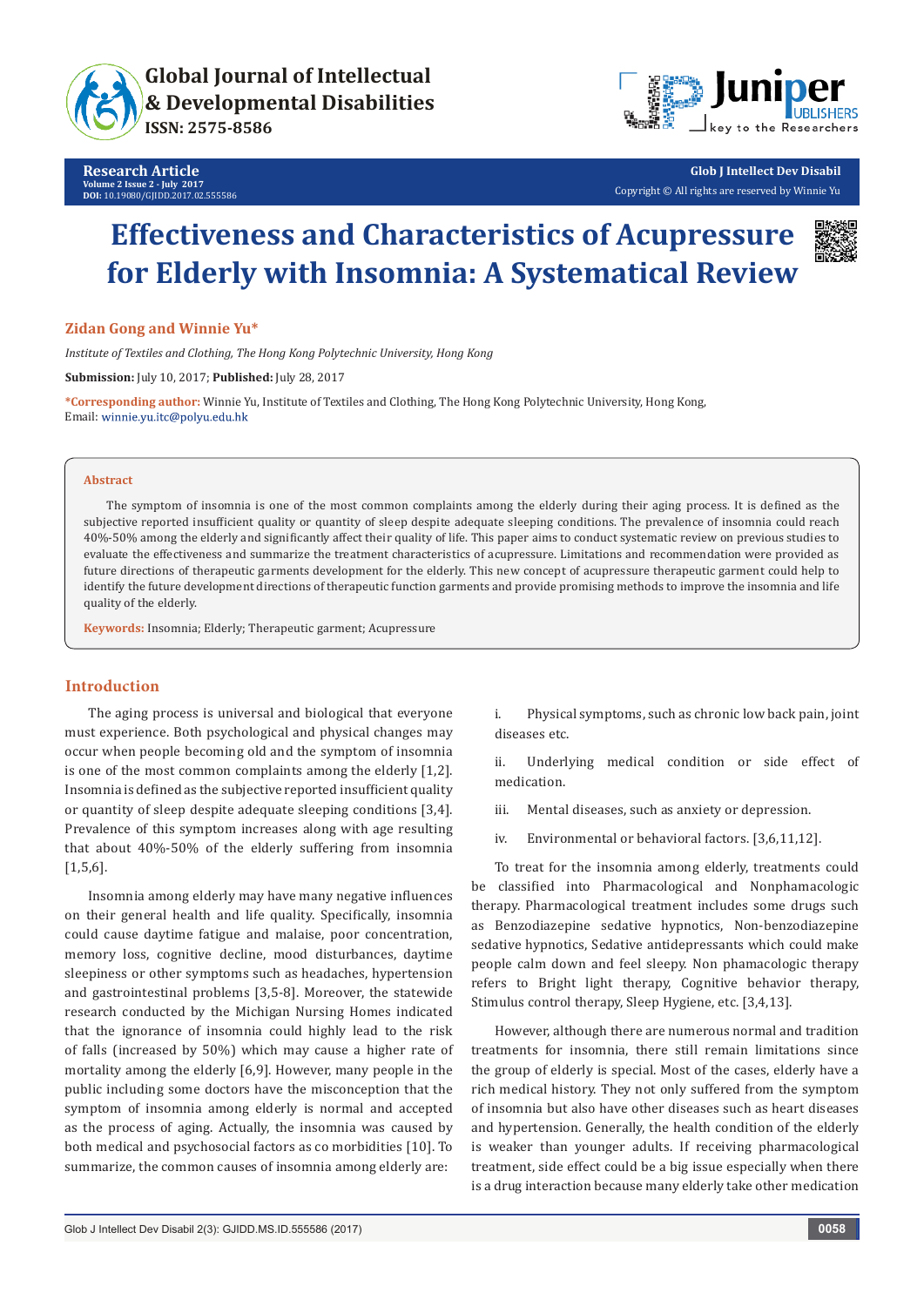# Effectiveness and Characteristics of Acupressure for Elderly with Insomnia: A Systematical Review

**Research Article**

**Zidan Gong and Winnie Yu***

*Institute of Textiles and Clothing, The Hong Kong Polytechnic University, Hong Kong*

**Submission:** July 10, 2017; **Published:** July 28, 2017

**\*Corresponding author:** Winnie Yu, Institute of Textiles and Clothing, The Hong Kong Polytechnic University, Hong Kong, Email: winnie.yu.itc@polyu.edu.hk

**Abstract**

The symptom of insomnia is one of the most common complaints among the elderly during their aging process. It is defined as the subjective reported insufficient quality or quantity of sleep despite adequate sleeping conditions. The prevalence of insomnia could reach 40%-50% among the elderly and significantly affect their quality of life. This paper aims to conduct systematic review on previous studies to evaluate the effectiveness and summarize the treatment characteristics of acupressure. Limitations and recommendation were provided as future directions of therapeutic garments development for the elderly. This new concept of acupressure therapeutic garment could help to identify the future development directions of therapeutic function garments and provide promising methods to improve the insomnia and life quality of the elderly.

**Keywords:** Insomnia; Elderly; Therapeutic garment; Acupressure

## Introduction

The aging process is universal and biological that everyone must experience. Both psychological and physical changes may occur when people becoming old and the symptom of insomnia is one of the most common complaints among the elderly [1,2]. Insomnia is defined as the subjective reported insufficient quality or quantity of sleep despite adequate sleeping conditions [3,4]. Prevalence of this symptom increases along with age resulting that about 40%-50% of the elderly suffering from insomnia [1,5,6].

Insomnia among elderly may have many negative influences on their general health and life quality. Specifically, insomnia could cause daytime fatigue and malaise, poor concentration, memory loss, cognitive decline, mood disturbances, daytime sleepiness or other symptoms such as headaches, hypertension and gastrointestinal problems [3,5-8]. Moreover, the statewide research conducted by the Michigan Nursing Homes indicated that the ignorance of insomnia could highly lead to the risk of falls (increased by 50%) which may cause a higher rate of mortality among the elderly [6,9]. However, many people in the public including some doctors have the misconception that the symptom of insomnia among elderly is normal and accepted as the process of aging. Actually, the insomnia was caused by both medical and psychosocial factors as co morbidities [10]. To summarize, the common causes of insomnia among elderly are:

i. Physical symptoms, such as chronic low back pain, joint diseases etc.

ii. Underlying medical condition or side effect of medication.

iii. Mental diseases, such as anxiety or depression.

iv. Environmental or behavioral factors. [3,6,11,12].

To treat for the insomnia among elderly, treatments could be classified into Pharmacological and Nonphamacologic therapy. Pharmacological treatment includes some drugs such as Benzodiazepine sedative hypnotics, Non-benzodiazepine sedative hypnotics, Sedative antidepressants which could make people calm down and feel sleepy. Non phamacologic therapy refers to Bright light therapy, Cognitive behavior therapy, Stimulus control therapy, Sleep Hygiene, etc. [3,4,13].

However, although there are numerous normal and tradition treatments for insomnia, there still remain limitations since the group of elderly is special. Most of the cases, elderly have a rich medical history. They not only suffered from the symptom of insomnia but also have other diseases such as heart diseases and hypertension. Generally, the health condition of the elderly is weaker than younger adults. If receiving pharmacological treatment, side effect could be a big issue especially when there is a drug interaction because many elderly take other medication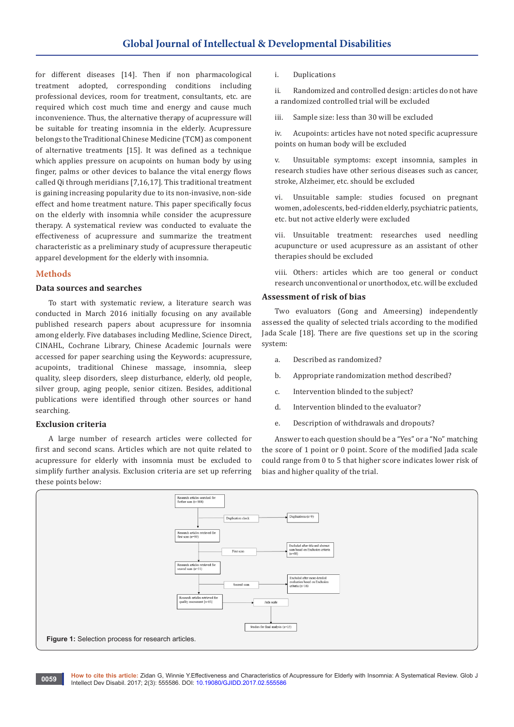for different diseases [14]. Then if non pharmacological treatment adopted, corresponding conditions including professional devices, room for treatment, consultants, etc. are required which cost much time and energy and cause much inconvenience. Thus, the alternative therapy of acupressure will be suitable for treating insomnia in the elderly. Acupressure belongs to the Traditional Chinese Medicine (TCM) as component of alternative treatments [15]. It was defined as a technique which applies pressure on acupoints on human body by using finger, palms or other devices to balance the vital energy flows called Qi through meridians [7,16,17]. This traditional treatment is gaining increasing popularity due to its non-invasive, non-side effect and home treatment nature. This paper specifically focus on the elderly with insomnia while consider the acupressure therapy. A systematical review was conducted to evaluate the effectiveness of acupressure and summarize the treatment characteristic as a preliminary study of acupressure therapeutic apparel development for the elderly with insomnia.

## Methods

### Data sources and searches

To start with systematic review, a literature search was conducted in March 2016 initially focusing on any available published research papers about acupressure for insomnia among elderly. Five databases including Medline, Science Direct, CINAHL, Cochrane Library, Chinese Academic Journals were accessed for paper searching using the Keywords: acupressure, acupoints, traditional Chinese massage, insomnia, sleep quality, sleep disorders, sleep disturbance, elderly, old people, silver group, aging people, senior citizen. Besides, additional publications were identified through other sources or hand searching.

### Exclusion criteria

A large number of research articles were collected for first and second scans. Articles which are not quite related to acupressure for elderly with insomnia must be excluded to simplify further analysis. Exclusion criteria are set up referring these points below:

i. Duplications

ii. Randomized and controlled design: articles do not have a randomized controlled trial will be excluded

iii. Sample size: less than 30 will be excluded

iv. Acupoints: articles have not noted specific acupressure points on human body will be excluded

v. Unsuitable symptoms: except insomnia, samples in research studies have other serious diseases such as cancer, stroke, Alzheimer, etc. should be excluded

vi. Unsuitable sample: studies focused on pregnant women, adolescents, bed-ridden elderly, psychiatric patients, etc. but not active elderly were excluded

vii. Unsuitable treatment: researches used needling acupuncture or used acupressure as an assistant of other therapies should be excluded

viii. Others: articles which are too general or conduct research unconventional or unorthodox, etc. will be excluded

### Assessment of risk of bias

Two evaluators (Gong and Ameersing) independently assessed the quality of selected trials according to the modified Jada Scale [18]. There are five questions set up in the scoring system:

a. Described as randomized?

b. Appropriate randomization method described?

c. Intervention blinded to the subject?

d. Intervention blinded to the evaluator?

e. Description of withdrawals and dropouts?

Answer to each question should be a "Yes" or a "No" matching the score of 1 point or 0 point. Score of the modified Jada scale could range from 0 to 5 that higher score indicates lower risk of bias and higher quality of the trial.

Research articles searched for further scan (n=108)

Duplication check

Duplications (n=9)

Research articles retrieved for first scan (n=99)

First scan

Excluded after title and abstract scan based on Exclusion criteria (n=68)

Research articles retrieved for second scan (n=31)

Second scan

Excluded after more detailed evaluation based on Exclusion criteria (n=16)

Research articles retrieved for quality assessment (n=15)

Jada scale

Studies for final analysis (n=15)

**Figure 1:** Selection process for research articles.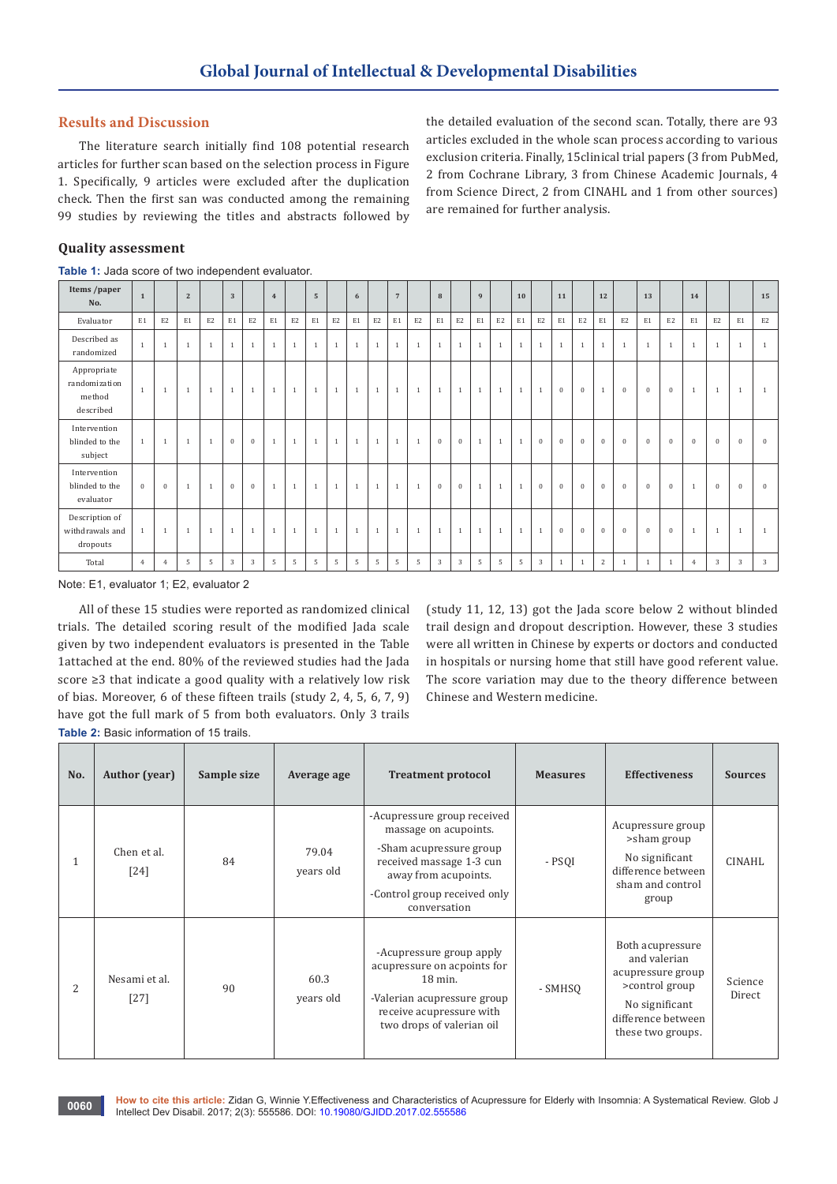## Results and Discussion

The literature search initially find 108 potential research articles for further scan based on the selection process in Figure 1. Specifically, 9 articles were excluded after the duplication check. Then the first san was conducted among the remaining 99 studies by reviewing the titles and abstracts followed by the detailed evaluation of the second scan. Totally, there are 93 articles excluded in the whole scan process according to various exclusion criteria. Finally, 15clinical trial papers (3 from PubMed, 2 from Cochrane Library, 3 from Chinese Academic Journals, 4 from Science Direct, 2 from CINAHL and 1 from other sources) are remained for further analysis.

### Quality assessment

**Table 1:** Jada score of two independent evaluator.

| Items /paper No. | 1 | | 2 | | 3 | | 4 | | 5 | | 6 | | 7 | | 8 | | 9 | | 10 | | 11 | | 12 | | 13 | | 14 | | | 15 |
|---|---|---|---|---|---|---|---|---|---|---|---|---|---|---|---|---|---|---|---|---|---|---|---|---|---|---|---|---|---|---|
| Evaluator | E1 | E2 | E1 | E2 | E1 | E2 | E1 | E2 | E1 | E2 | E1 | E2 | E1 | E2 | E1 | E2 | E1 | E2 | E1 | E2 | E1 | E2 | E1 | E2 | E1 | E2 | E1 | E2 | E1 | E2 |
| Described as randomized | 1 | 1 | 1 | 1 | 1 | 1 | 1 | 1 | 1 | 1 | 1 | 1 | 1 | 1 | 1 | 1 | 1 | 1 | 1 | 1 | 1 | 1 | 1 | 1 | 1 | 1 | 1 | 1 | 1 | 1 |
| Appropriate randomization method described | 1 | 1 | 1 | 1 | 1 | 1 | 1 | 1 | 1 | 1 | 1 | 1 | 1 | 1 | 1 | 1 | 1 | 1 | 1 | 1 | 0 | 0 | 1 | 0 | 0 | 0 | 1 | 1 | 1 | 1 |
| Intervention blinded to the subject | 1 | 1 | 1 | 1 | 0 | 0 | 1 | 1 | 1 | 1 | 1 | 1 | 1 | 1 | 0 | 0 | 1 | 1 | 1 | 0 | 0 | 0 | 0 | 0 | 0 | 0 | 0 | 0 | 0 | 0 |
| Intervention blinded to the evaluator | 0 | 0 | 1 | 1 | 0 | 0 | 1 | 1 | 1 | 1 | 1 | 1 | 1 | 1 | 0 | 0 | 1 | 1 | 1 | 0 | 0 | 0 | 0 | 0 | 0 | 0 | 1 | 0 | 0 | 0 |
| Description of withdrawals and dropouts | 1 | 1 | 1 | 1 | 1 | 1 | 1 | 1 | 1 | 1 | 1 | 1 | 1 | 1 | 1 | 1 | 1 | 1 | 1 | 1 | 0 | 0 | 0 | 0 | 0 | 0 | 1 | 1 | 1 | 1 |
| Total | 4 | 4 | 5 | 5 | 3 | 3 | 5 | 5 | 5 | 5 | 5 | 5 | 5 | 5 | 3 | 3 | 5 | 5 | 5 | 3 | 1 | 1 | 2 | 1 | 1 | 1 | 4 | 3 | 3 | 3 |

Note: E1, evaluator 1; E2, evaluator 2

All of these 15 studies were reported as randomized clinical trials. The detailed scoring result of the modified Jada scale given by two independent evaluators is presented in the Table 1attached at the end. 80% of the reviewed studies had the Jada score ≥3 that indicate a good quality with a relatively low risk of bias. Moreover, 6 of these fifteen trails (study 2, 4, 5, 6, 7, 9) have got the full mark of 5 from both evaluators. Only 3 trails (study 11, 12, 13) got the Jada score below 2 without blinded trail design and dropout description. However, these 3 studies were all written in Chinese by experts or doctors and conducted in hospitals or nursing home that still have good referent value. The score variation may due to the theory difference between Chinese and Western medicine.

**Table 2:** Basic information of 15 trails.

| No. | Author (year) | Sample size | Average age | Treatment protocol | Measures | Effectiveness | Sources |
|---|---|---|---|---|---|---|---|
| 1 | Chen et al. [24] | 84 | 79.04 years old | -Acupressure group received massage on acupoints.<br>-Sham acupressure group received massage 1-3 cun away from acupoints.<br>-Control group received only conversation | - PSQI | Acupressure group >sham group<br>No significant difference between sham and control group | CINAHL |
| 2 | Nesami et al. [27] | 90 | 60.3 years old | -Acupressure group apply acupressure on acpoints for 18 min.<br>-Valerian acupressure group receive acupressure with two drops of valerian oil | - SMHSQ | Both acupressure and valerian acupressure group >control group<br>No significant difference between these two groups. | Science Direct |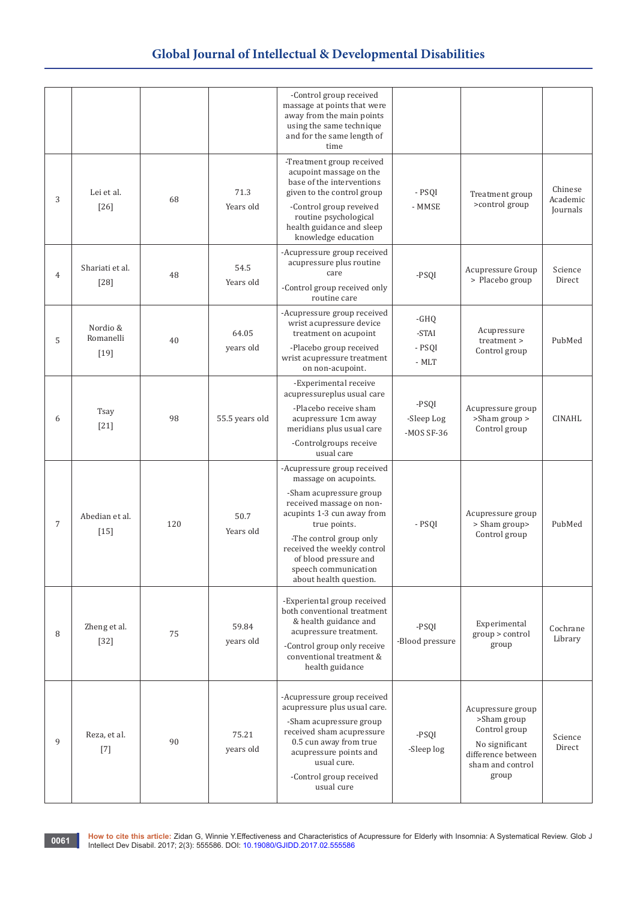| | | | | | | | |
|---|---|---|---|---|---|---|---|
| | | | | -Control group received massage at points that were away from the main points using the same technique and for the same length of time | | | |
| 3 | Lei et al. [26] | 68 | 71.3 Years old | -Treatment group received acupoint massage on the base of the interventions given to the control group<br>-Control group reveived routine psychological health guidance and sleep knowledge education | - PSQI<br>- MMSE | Treatment group >control group | Chinese Academic Journals |
| 4 | Shariati et al. [28] | 48 | 54.5 Years old | -Acupressure group received acupressure plus routine care<br>-Control group received only routine care | -PSQI | Acupressure Group > Placebo group | Science Direct |
| 5 | Nordio & Romanelli [19] | 40 | 64.05 years old | -Acupressure group received wrist acupressure device treatment on acupoint<br>-Placebo group received wrist acupressure treatment on non-acupoint. | -GHQ<br>-STAI<br>- PSQI<br>- MLT | Acupressure treatment > Control group | PubMed |
| 6 | Tsay [21] | 98 | 55.5 years old | -Experimental receive acupressureplus usual care<br>-Placebo receive sham acupressure 1cm away meridians plus usual care<br>-Controlgroups receive usual care | -PSQI<br>-Sleep Log<br>-MOS SF-36 | Acupressure group >Sham group > Control group | CINAHL |
| 7 | Abedian et al. [15] | 120 | 50.7 Years old | -Acupressure group received massage on acupoints.<br>-Sham acupressure group received massage on non-acupints 1-3 cun away from true points.<br>-The control group only received the weekly control of blood pressure and speech communication about health question. | - PSQI | Acupressure group > Sham group> Control group | PubMed |
| 8 | Zheng et al. [32] | 75 | 59.84 years old | -Experiental group received both conventional treatment & health guidance and acupressure treatment.<br>-Control group only receive conventional treatment & health guidance | -PSQI<br>-Blood pressure | Experimental group > control group | Cochrane Library |
| 9 | Reza, et al. [7] | 90 | 75.21 years old | -Acupressure group received acupressure plus usual care.<br>-Sham acupressure group received sham acupressure 0.5 cun away from true acupressure points and usual cure.<br>-Control group received usual cure | -PSQI<br>-Sleep log | Acupressure group >Sham group Control group<br>No significant difference between sham and control group | Science Direct |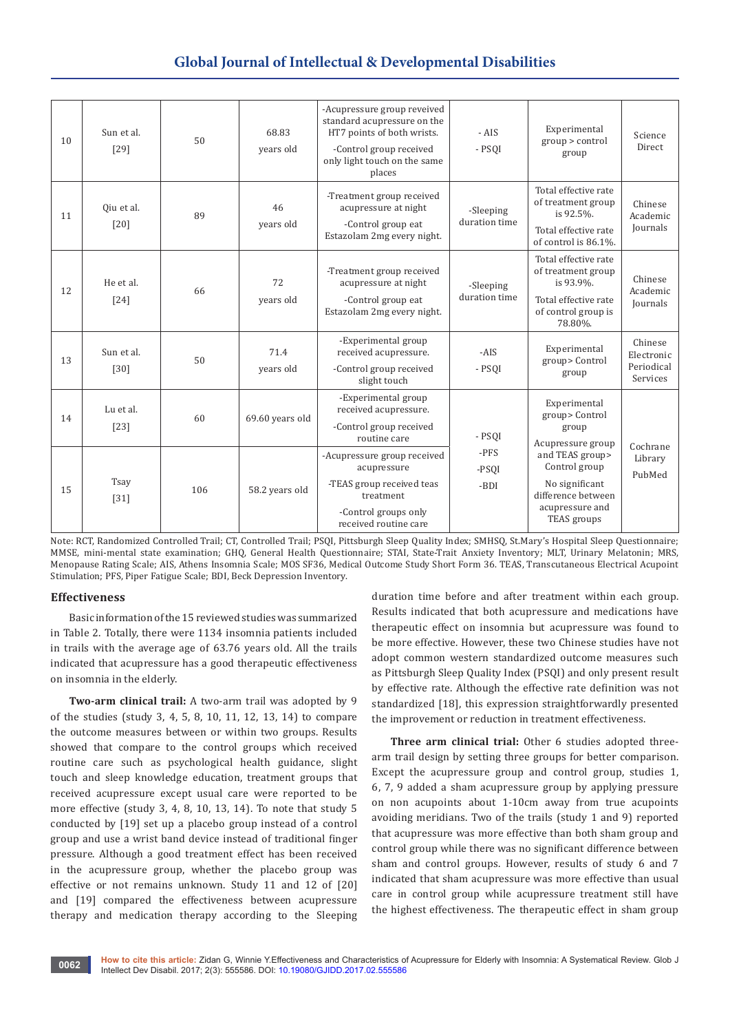| | | | | | | | |
|---|---|---|---|---|---|---|---|
| 10 | Sun et al. [29] | 50 | 68.83 years old | -Acupressure group reveived standard acupressure on the HT7 points of both wrists. -Control group received only light touch on the same places | - AIS - PSQI | Experimental group > control group | Science Direct |
| 11 | Qiu et al. [20] | 89 | 46 years old | -Treatment group received acupressure at night -Control group eat Estazolam 2mg every night. | -Sleeping duration time | Total effective rate of treatment group is 92.5%. Total effective rate of control is 86.1%. | Chinese Academic Journals |
| 12 | He et al. [24] | 66 | 72 years old | -Treatment group received acupressure at night -Control group eat Estazolam 2mg every night. | -Sleeping duration time | Total effective rate of treatment group is 93.9%. Total effective rate of control group is 78.80%. | Chinese Academic Journals |
| 13 | Sun et al. [30] | 50 | 71.4 years old | -Experimental group received acupressure. -Control group received slight touch | -AIS - PSQI | Experimental group> Control group | Chinese Electronic Periodical Services |
| 14 | Lu et al. [23] | 60 | 69.60 years old | -Experimental group received acupressure. -Control group received routine care | - PSQI -PFS -PSQI -BDI | Experimental group> Control group | Cochrane Library PubMed |
| 15 | Tsay [31] | 106 | 58.2 years old | -Acupressure group received acupressure -TEAS group received teas treatment -Control groups only received routine care | | Acupressure group and TEAS group> Control group No significant difference between acupressure and TEAS groups | |

Note: RCT, Randomized Controlled Trail; CT, Controlled Trail; PSQI, Pittsburgh Sleep Quality Index; SMHSQ, St.Mary's Hospital Sleep Questionnaire; MMSE, mini-mental state examination; GHQ, General Health Questionnaire; STAI, State-Trait Anxiety Inventory; MLT, Urinary Melatonin; MRS, Menopause Rating Scale; AIS, Athens Insomnia Scale; MOS SF36, Medical Outcome Study Short Form 36. TEAS, Transcutaneous Electrical Acupoint Stimulation; PFS, Piper Fatigue Scale; BDI, Beck Depression Inventory.

## Effectiveness

Basic information of the 15 reviewed studies was summarized in Table 2. Totally, there were 1134 insomnia patients included in trails with the average age of 63.76 years old. All the trails indicated that acupressure has a good therapeutic effectiveness on insomnia in the elderly.

**Two-arm clinical trail:** A two-arm trail was adopted by 9 of the studies (study 3, 4, 5, 8, 10, 11, 12, 13, 14) to compare the outcome measures between or within two groups. Results showed that compare to the control groups which received routine care such as psychological health guidance, slight touch and sleep knowledge education, treatment groups that received acupressure except usual care were reported to be more effective (study 3, 4, 8, 10, 13, 14). To note that study 5 conducted by [19] set up a placebo group instead of a control group and use a wrist band device instead of traditional finger pressure. Although a good treatment effect has been received in the acupressure group, whether the placebo group was effective or not remains unknown. Study 11 and 12 of [20] and [19] compared the effectiveness between acupressure therapy and medication therapy according to the Sleeping duration time before and after treatment within each group. Results indicated that both acupressure and medications have therapeutic effect on insomnia but acupressure was found to be more effective. However, these two Chinese studies have not adopt common western standardized outcome measures such as Pittsburgh Sleep Quality Index (PSQI) and only present result by effective rate. Although the effective rate definition was not standardized [18], this expression straightforwardly presented the improvement or reduction in treatment effectiveness.

**Three arm clinical trial:** Other 6 studies adopted three-arm trail design by setting three groups for better comparison. Except the acupressure group and control group, studies 1, 6, 7, 9 added a sham acupressure group by applying pressure on non acupoints about 1-10cm away from true acupoints avoiding meridians. Two of the trails (study 1 and 9) reported that acupressure was more effective than both sham group and control group while there was no significant difference between sham and control groups. However, results of study 6 and 7 indicated that sham acupressure was more effective than usual care in control group while acupressure treatment still have the highest effectiveness. The therapeutic effect in sham group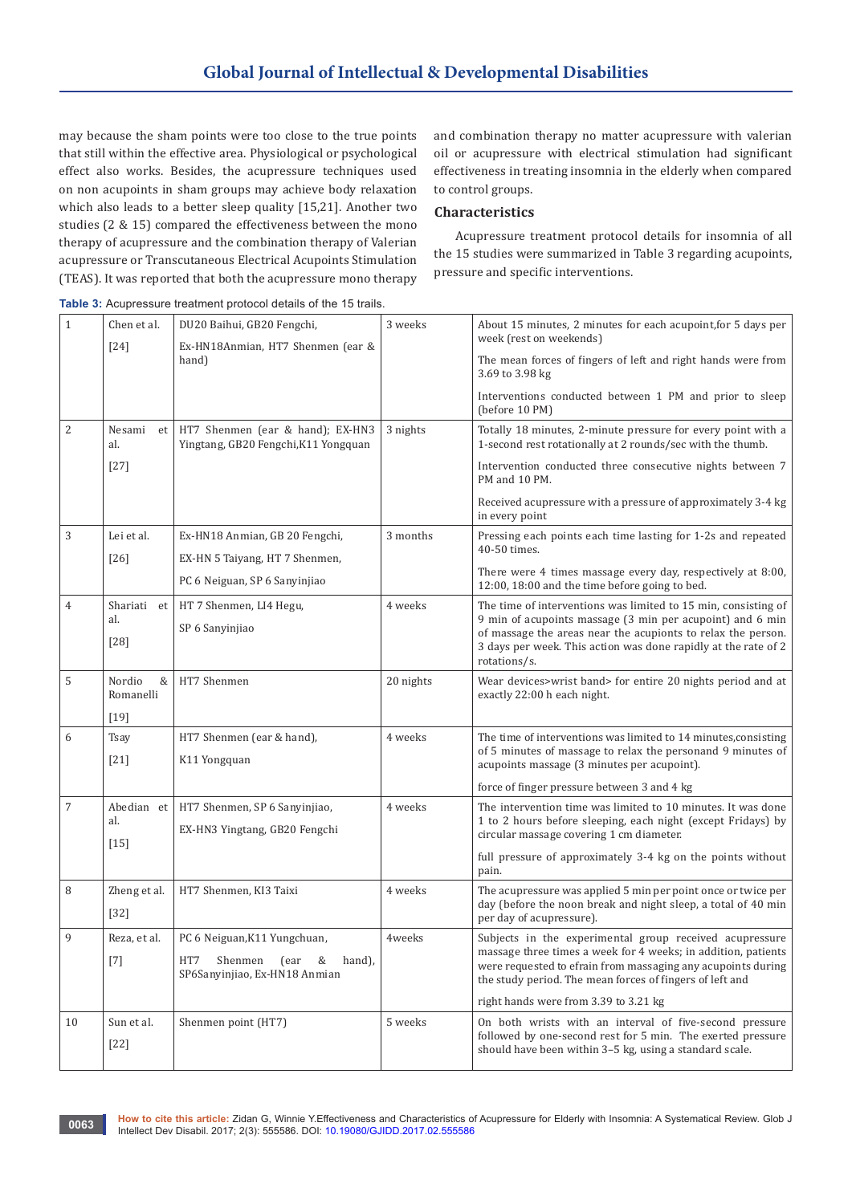may because the sham points were too close to the true points that still within the effective area. Physiological or psychological effect also works. Besides, the acupressure techniques used on non acupoints in sham groups may achieve body relaxation which also leads to a better sleep quality [15,21]. Another two studies (2 & 15) compared the effectiveness between the mono therapy of acupressure and the combination therapy of Valerian acupressure or Transcutaneous Electrical Acupoints Stimulation (TEAS). It was reported that both the acupressure mono therapy and combination therapy no matter acupressure with valerian oil or acupressure with electrical stimulation had significant effectiveness in treating insomnia in the elderly when compared to control groups.

### Characteristics

Acupressure treatment protocol details for insomnia of all the 15 studies were summarized in Table 3 regarding acupoints, pressure and specific interventions.

**Table 3:** Acupressure treatment protocol details of the 15 trails.

| | | | | |
|---|---|---|---|---|
| 1 | Chen et al. [24] | DU20 Baihui, GB20 Fengchi, Ex-HN18Anmian, HT7 Shenmen (ear & hand) | 3 weeks | About 15 minutes, 2 minutes for each acupoint,for 5 days per week (rest on weekends)<br>The mean forces of fingers of left and right hands were from 3.69 to 3.98 kg<br>Interventions conducted between 1 PM and prior to sleep (before 10 PM) |
| 2 | Nesami et al. [27] | HT7 Shenmen (ear & hand); EX-HN3 Yingtang, GB20 Fengchi,K11 Yongquan | 3 nights | Totally 18 minutes, 2-minute pressure for every point with a 1-second rest rotationally at 2 rounds/sec with the thumb.<br>Intervention conducted three consecutive nights between 7 PM and 10 PM.<br>Received acupressure with a pressure of approximately 3-4 kg in every point |
| 3 | Lei et al. [26] | Ex-HN18 Anmian, GB 20 Fengchi, EX-HN 5 Taiyang, HT 7 Shenmen, PC 6 Neiguan, SP 6 Sanyinjiao | 3 months | Pressing each points each time lasting for 1-2s and repeated 40-50 times.<br>There were 4 times massage every day, respectively at 8:00, 12:00, 18:00 and the time before going to bed. |
| 4 | Shariati et al. [28] | HT 7 Shenmen, LI4 Hegu, SP 6 Sanyinjiao | 4 weeks | The time of interventions was limited to 15 min, consisting of 9 min of acupoints massage (3 min per acupoint) and 6 min of massage the areas near the acupionts to relax the person. 3 days per week. This action was done rapidly at the rate of 2 rotations/s. |
| 5 | Nordio & Romanelli [19] | HT7 Shenmen | 20 nights | Wear devices>wrist band> for entire 20 nights period and at exactly 22:00 h each night. |
| 6 | Tsay [21] | HT7 Shenmen (ear & hand), K11 Yongquan | 4 weeks | The time of interventions was limited to 14 minutes,consisting of 5 minutes of massage to relax the personand 9 minutes of acupoints massage (3 minutes per acupoint).<br>force of finger pressure between 3 and 4 kg |
| 7 | Abedian et al. [15] | HT7 Shenmen, SP 6 Sanyinjiao, EX-HN3 Yingtang, GB20 Fengchi | 4 weeks | The intervention time was limited to 10 minutes. It was done 1 to 2 hours before sleeping, each night (except Fridays) by circular massage covering 1 cm diameter.<br>full pressure of approximately 3-4 kg on the points without pain. |
| 8 | Zheng et al. [32] | HT7 Shenmen, KI3 Taixi | 4 weeks | The acupressure was applied 5 min per point once or twice per day (before the noon break and night sleep, a total of 40 min per day of acupressure). |
| 9 | Reza, et al. [7] | PC 6 Neiguan,K11 Yungchuan, HT7 Shenmen (ear & hand), SP6Sanyinjiao, Ex-HN18 Anmian | 4weeks | Subjects in the experimental group received acupressure massage three times a week for 4 weeks; in addition, patients were requested to efrain from massaging any acupoints during the study period. The mean forces of fingers of left and<br>right hands were from 3.39 to 3.21 kg |
| 10 | Sun et al. [22] | Shenmen point (HT7) | 5 weeks | On both wrists with an interval of five-second pressure followed by one-second rest for 5 min. The exerted pressure should have been within 3–5 kg, using a standard scale. |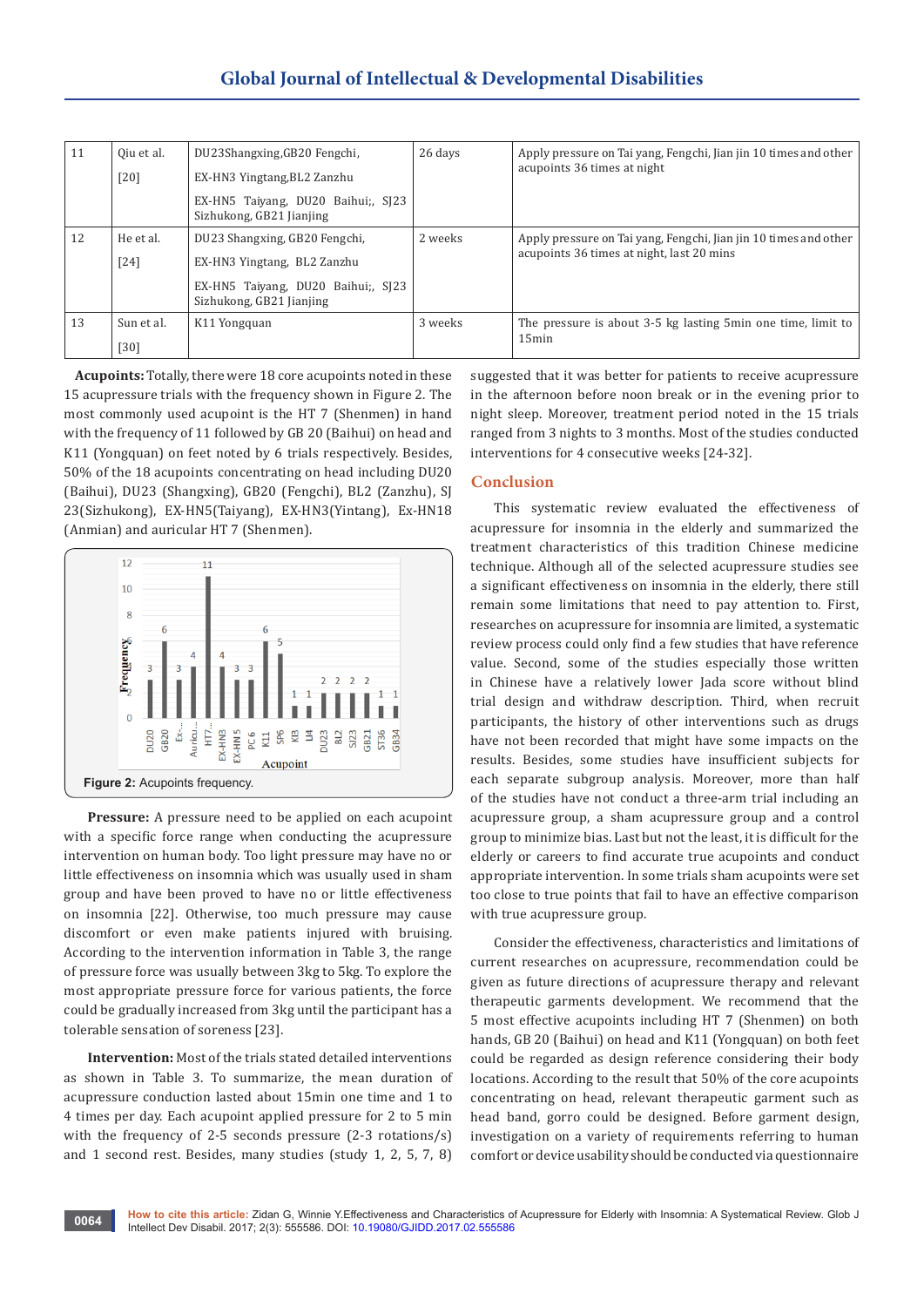| | | | | |
|---|---|---|---|---|
| 11 | Qiu et al. [20] | DU23Shangxing,GB20 Fengchi, EX-HN3 Yingtang,BL2 Zanzhu EX-HN5 Taiyang, DU20 Baihui;, SJ23 Sizhukong, GB21 Jianjing | 26 days | Apply pressure on Tai yang, Fengchi, Jian jin 10 times and other acupoints 36 times at night |
| 12 | He et al. [24] | DU23 Shangxing, GB20 Fengchi, EX-HN3 Yingtang, BL2 Zanzhu EX-HN5 Taiyang, DU20 Baihui;, SJ23 Sizhukong, GB21 Jianjing | 2 weeks | Apply pressure on Tai yang, Fengchi, Jian jin 10 times and other acupoints 36 times at night, last 20 mins |
| 13 | Sun et al. [30] | K11 Yongquan | 3 weeks | The pressure is about 3-5 kg lasting 5min one time, limit to 15min |

**Acupoints:** Totally, there were 18 core acupoints noted in these 15 acupressure trials with the frequency shown in Figure 2. The most commonly used acupoint is the HT 7 (Shenmen) in hand with the frequency of 11 followed by GB 20 (Baihui) on head and K11 (Yongquan) on feet noted by 6 trials respectively. Besides, 50% of the 18 acupoints concentrating on head including DU20 (Baihui), DU23 (Shangxing), GB20 (Fengchi), BL2 (Zanzhu), SJ 23(Sizhukong), EX-HN5(Taiyang), EX-HN3(Yintang), Ex-HN18 (Anmian) and auricular HT 7 (Shenmen).

12
10
8
6
4
2
0
Frequency
3 6 3 4 11 4 3 3 6 5 1 1 2 2 2 2 1 1
DU20 GB20 Ex... Auricu... HT7... EX-HN3 EX-HN5 PC6 K11 SP6 KI3 LI4 DU23 BL2 SJ23 GB21 ST36 GB34
Acupoint

**Figure 2:** Acupoints frequency.

**Pressure:** A pressure need to be applied on each acupoint with a specific force range when conducting the acupressure intervention on human body. Too light pressure may have no or little effectiveness on insomnia which was usually used in sham group and have been proved to have no or little effectiveness on insomnia [22]. Otherwise, too much pressure may cause discomfort or even make patients injured with bruising. According to the intervention information in Table 3, the range of pressure force was usually between 3kg to 5kg. To explore the most appropriate pressure force for various patients, the force could be gradually increased from 3kg until the participant has a tolerable sensation of soreness [23].

**Intervention:** Most of the trials stated detailed interventions as shown in Table 3. To summarize, the mean duration of acupressure conduction lasted about 15min one time and 1 to 4 times per day. Each acupoint applied pressure for 2 to 5 min with the frequency of 2-5 seconds pressure (2-3 rotations/s) and 1 second rest. Besides, many studies (study 1, 2, 5, 7, 8) suggested that it was better for patients to receive acupressure in the afternoon before noon break or in the evening prior to night sleep. Moreover, treatment period noted in the 15 trials ranged from 3 nights to 3 months. Most of the studies conducted interventions for 4 consecutive weeks [24-32].

## Conclusion

This systematic review evaluated the effectiveness of acupressure for insomnia in the elderly and summarized the treatment characteristics of this tradition Chinese medicine technique. Although all of the selected acupressure studies see a significant effectiveness on insomnia in the elderly, there still remain some limitations that need to pay attention to. First, researches on acupressure for insomnia are limited, a systematic review process could only find a few studies that have reference value. Second, some of the studies especially those written in Chinese have a relatively lower Jada score without blind trial design and withdraw description. Third, when recruit participants, the history of other interventions such as drugs have not been recorded that might have some impacts on the results. Besides, some studies have insufficient subjects for each separate subgroup analysis. Moreover, more than half of the studies have not conduct a three-arm trial including an acupressure group, a sham acupressure group and a control group to minimize bias. Last but not the least, it is difficult for the elderly or careers to find accurate true acupoints and conduct appropriate intervention. In some trials sham acupoints were set too close to true points that fail to have an effective comparison with true acupressure group.

Consider the effectiveness, characteristics and limitations of current researches on acupressure, recommendation could be given as future directions of acupressure therapy and relevant therapeutic garments development. We recommend that the 5 most effective acupoints including HT 7 (Shenmen) on both hands, GB 20 (Baihui) on head and K11 (Yongquan) on both feet could be regarded as design reference considering their body locations. According to the result that 50% of the core acupoints concentrating on head, relevant therapeutic garment such as head band, gorro could be designed. Before garment design, investigation on a variety of requirements referring to human comfort or device usability should be conducted via questionnaire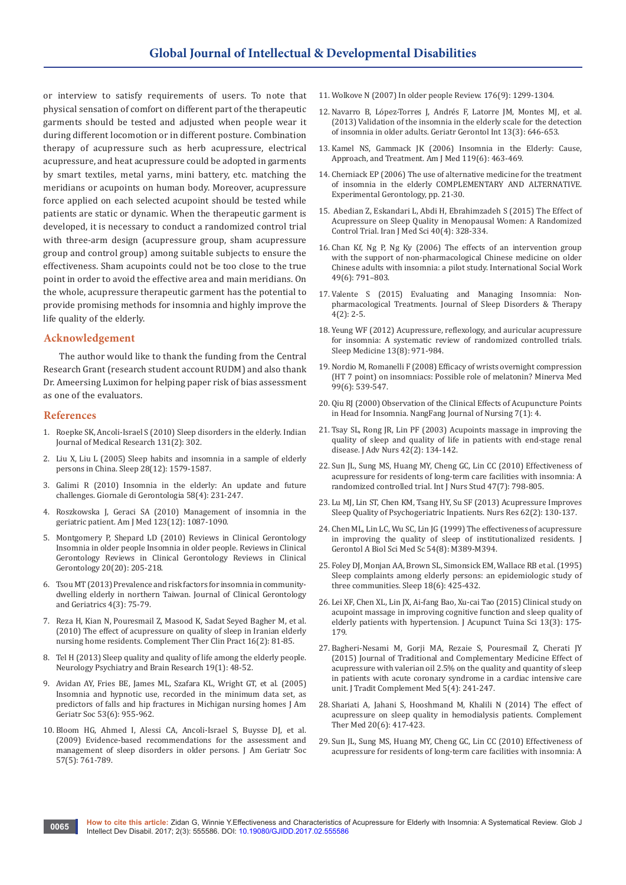or interview to satisfy requirements of users. To note that physical sensation of comfort on different part of the therapeutic garments should be tested and adjusted when people wear it during different locomotion or in different posture. Combination therapy of acupressure such as herb acupressure, electrical acupressure, and heat acupressure could be adopted in garments by smart textiles, metal yarns, mini battery, etc. matching the meridians or acupoints on human body. Moreover, acupressure force applied on each selected acupoint should be tested while patients are static or dynamic. When the therapeutic garment is developed, it is necessary to conduct a randomized control trial with three-arm design (acupressure group, sham acupressure group and control group) among suitable subjects to ensure the effectiveness. Sham acupoints could not be too close to the true point in order to avoid the effective area and main meridians. On the whole, acupressure therapeutic garment has the potential to provide promising methods for insomnia and highly improve the life quality of the elderly.

## Acknowledgement

The author would like to thank the funding from the Central Research Grant (research student account RUDM) and also thank Dr. Ameersing Luximon for helping paper risk of bias assessment as one of the evaluators.

## References

1. Roepke SK, Ancoli-Israel S (2010) Sleep disorders in the elderly. Indian Journal of Medical Research 131(2): 302.
2. Liu X, Liu L (2005) Sleep habits and insomnia in a sample of elderly persons in China. Sleep 28(12): 1579-1587.
3. Galimi R (2010) Insomnia in the elderly: An update and future challenges. Giornale di Gerontologia 58(4): 231-247.
4. Roszkowska J, Geraci SA (2010) Management of insomnia in the geriatric patient. Am J Med 123(12): 1087-1090.
5. Montgomery P, Shepard LD (2010) Reviews in Clinical Gerontology Insomnia in older people Insomnia in older people. Reviews in Clinical Gerontology Reviews in Clinical Gerontology Reviews in Clinical Gerontology 20(20): 205-218.
6. Tsou MT (2013) Prevalence and risk factors for insomnia in community-dwelling elderly in northern Taiwan. Journal of Clinical Gerontology and Geriatrics 4(3): 75-79.
7. Reza H, Kian N, Pouresmail Z, Masood K, Sadat Seyed Bagher M, et al. (2010) The effect of acupressure on quality of sleep in Iranian elderly nursing home residents. Complement Ther Clin Pract 16(2): 81-85.
8. Tel H (2013) Sleep quality and quality of life among the elderly people. Neurology Psychiatry and Brain Research 19(1): 48-52.
9. Avidan AY, Fries BE, James ML, Szafara KL, Wright GT, et al. (2005) Insomnia and hypnotic use, recorded in the minimum data set, as predictors of falls and hip fractures in Michigan nursing homes J Am Geriatr Soc 53(6): 955-962.
10. Bloom HG, Ahmed I, Alessi CA, Ancoli-Israel S, Buysse DJ, et al. (2009) Evidence-based recommendations for the assessment and management of sleep disorders in older persons. J Am Geriatr Soc 57(5): 761-789.
11. Wolkove N (2007) In older people Review. 176(9): 1299-1304.
12. Navarro B, López-Torres J, Andrés F, Latorre JM, Montes MJ, et al. (2013) Validation of the insomnia in the elderly scale for the detection of insomnia in older adults. Geriatr Gerontol Int 13(3): 646-653.
13. Kamel NS, Gammack JK (2006) Insomnia in the Elderly: Cause, Approach, and Treatment. Am J Med 119(6): 463-469.
14. Cherniack EP (2006) The use of alternative medicine for the treatment of insomnia in the elderly COMPLEMENTARY AND ALTERNATIVE. Experimental Gerontology, pp. 21-30.
15. Abedian Z, Eskandari L, Abdi H, Ebrahimzadeh S (2015) The Effect of Acupressure on Sleep Quality in Menopausal Women: A Randomized Control Trial. Iran J Med Sci 40(4): 328-334.
16. Chan Kf, Ng P, Ng Ky (2006) The effects of an intervention group with the support of non-pharmacological Chinese medicine on older Chinese adults with insomnia: a pilot study. International Social Work 49(6): 791–803.
17. Valente S (2015) Evaluating and Managing Insomnia: Non-pharmacological Treatments. Journal of Sleep Disorders & Therapy 4(2): 2-5.
18. Yeung WF (2012) Acupressure, reflexology, and auricular acupressure for insomnia: A systematic review of randomized controlled trials. Sleep Medicine 13(8): 971-984.
19. Nordio M, Romanelli F (2008) Efficacy of wrists overnight compression (HT 7 point) on insomniacs: Possible role of melatonin? Minerva Med 99(6): 539-547.
20. Qiu RJ (2000) Observation of the Clinical Effects of Acupuncture Points in Head for Insomnia. NangFang Journal of Nursing 7(1): 4.
21. Tsay SL, Rong JR, Lin PF (2003) Acupoints massage in improving the quality of sleep and quality of life in patients with end-stage renal disease. J Adv Nurs 42(2): 134-142.
22. Sun JL, Sung MS, Huang MY, Cheng GC, Lin CC (2010) Effectiveness of acupressure for residents of long-term care facilities with insomnia: A randomized controlled trial. Int J Nurs Stud 47(7): 798-805.
23. Lu MJ, Lin ST, Chen KM, Tsang HY, Su SF (2013) Acupressure Improves Sleep Quality of Psychogeriatric Inpatients. Nurs Res 62(2): 130-137.
24. Chen ML, Lin LC, Wu SC, Lin JG (1999) The effectiveness of acupressure in improving the quality of sleep of institutionalized residents. J Gerontol A Biol Sci Med Sc 54(8): M389-M394.
25. Foley DJ, Monjan AA, Brown SL, Simonsick EM, Wallace RB et al. (1995) Sleep complaints among elderly persons: an epidemiologic study of three communities. Sleep 18(6): 425-432.
26. Lei XF, Chen XL, Lin JX, Ai-fang Bao, Xu-cai Tao (2015) Clinical study on acupoint massage in improving cognitive function and sleep quality of elderly patients with hypertension. J Acupunct Tuina Sci 13(3): 175-179.
27. Bagheri-Nesami M, Gorji MA, Rezaie S, Pouresmail Z, Cherati JY (2015) Journal of Traditional and Complementary Medicine Effect of acupressure with valerian oil 2.5% on the quality and quantity of sleep in patients with acute coronary syndrome in a cardiac intensive care unit. J Tradit Complement Med 5(4): 241-247.
28. Shariati A, Jahani S, Hooshmand M, Khalili N (2014) The effect of acupressure on sleep quality in hemodialysis patients. Complement Ther Med 20(6): 417-423.
29. Sun JL, Sung MS, Huang MY, Cheng GC, Lin CC (2010) Effectiveness of acupressure for residents of long-term care facilities with insomnia: A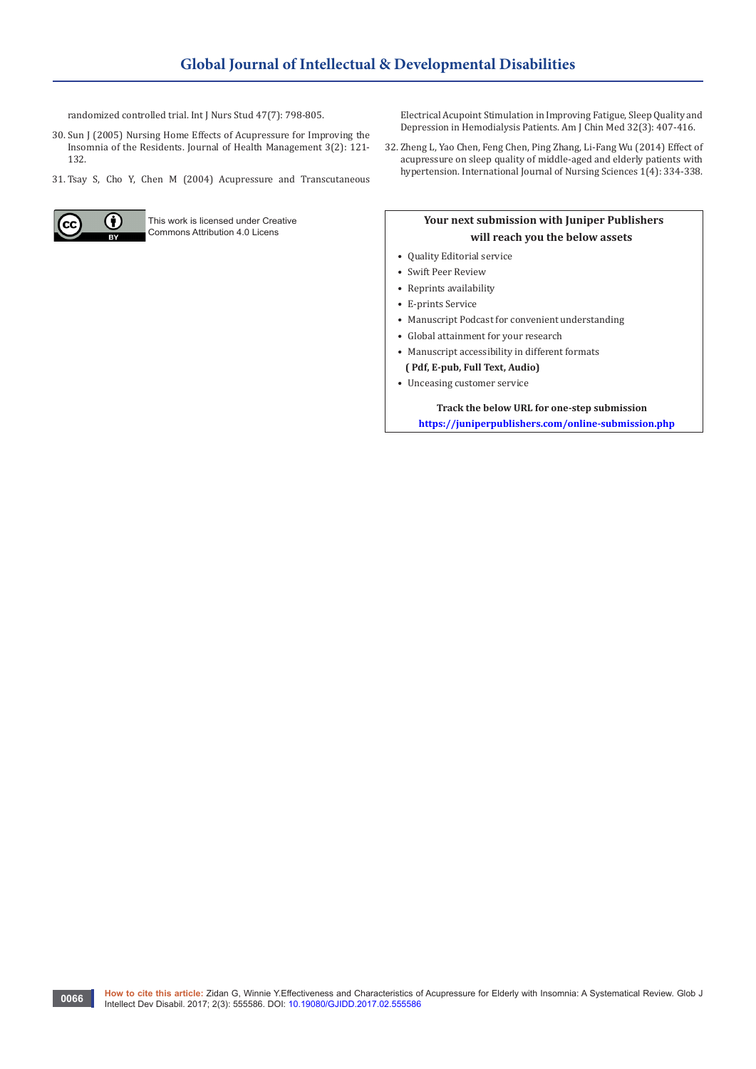randomized controlled trial. Int J Nurs Stud 47(7): 798-805.

30. Sun J (2005) Nursing Home Effects of Acupressure for Improving the Insomnia of the Residents. Journal of Health Management 3(2): 121-132.
31. Tsay S, Cho Y, Chen M (2004) Acupressure and Transcutaneous Electrical Acupoint Stimulation in Improving Fatigue, Sleep Quality and Depression in Hemodialysis Patients. Am J Chin Med 32(3): 407-416.
32. Zheng L, Yao Chen, Feng Chen, Ping Zhang, Li-Fang Wu (2014) Effect of acupressure on sleep quality of middle-aged and elderly patients with hypertension. International Journal of Nursing Sciences 1(4): 334-338.

This work is licensed under Creative Commons Attribution 4.0 Licens

**Your next submission with Juniper Publishers will reach you the below assets**

- Quality Editorial service
- Swift Peer Review
- Reprints availability
- E-prints Service
- Manuscript Podcast for convenient understanding
- Global attainment for your research
- Manuscript accessibility in different formats
  **( Pdf, E-pub, Full Text, Audio)**
- Unceasing customer service

**Track the below URL for one-step submission**
**https://juniperpublishers.com/online-submission.php**

**How to cite this article:** Zidan G, Winnie Y.Effectiveness and Characteristics of Acupressure for Elderly with Insomnia: A Systematical Review. Glob J Intellect Dev Disabil. 2017; 2(3): 555586. DOI: 10.19080/GJIDD.2017.02.555586